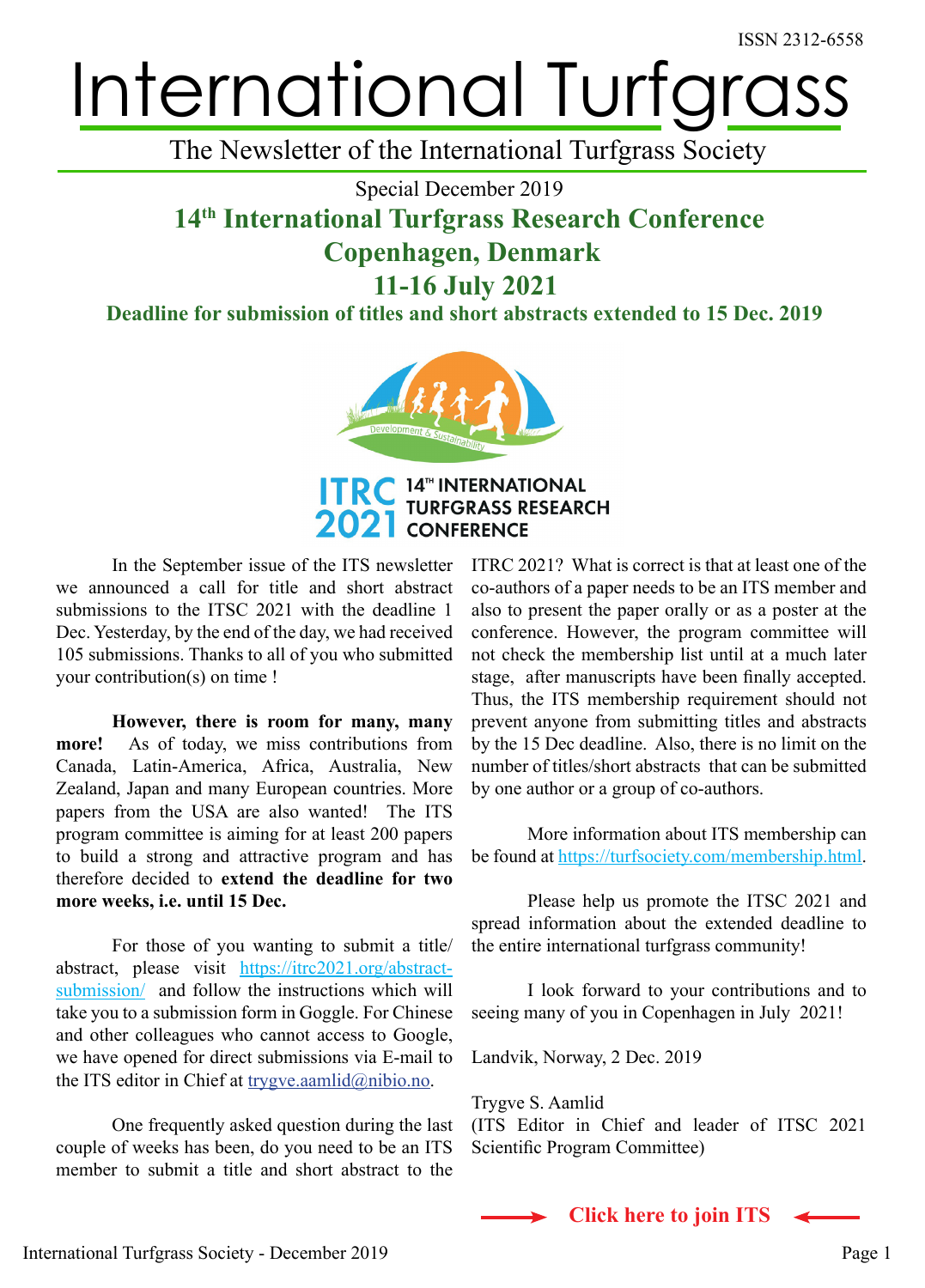ISSN 2312-6558

# International Turfgrass

The Newsletter of the International Turfgrass Society

Special December 2019

## 14th International Turfgrass Research Conference
## Copenhagen, Denmark
## 11-16 July 2021

**Deadline for submission of titles and short abstracts extended to 15 Dec. 2019**

In the September issue of the ITS newsletter we announced a call for title and short abstract submissions to the ITSC 2021 with the deadline 1 Dec. Yesterday, by the end of the day, we had received 105 submissions. Thanks to all of you who submitted your contribution(s) on time !

**However, there is room for many, many more!** As of today, we miss contributions from Canada, Latin-America, Africa, Australia, New Zealand, Japan and many European countries. More papers from the USA are also wanted! The ITS program committee is aiming for at least 200 papers to build a strong and attractive program and has therefore decided to **extend the deadline for two more weeks, i.e. until 15 Dec.**

For those of you wanting to submit a title/abstract, please visit https://itrc2021.org/abstract-submission/ and follow the instructions which will take you to a submission form in Goggle. For Chinese and other colleagues who cannot access to Google, we have opened for direct submissions via E-mail to the ITS editor in Chief at trygve.aamlid@nibio.no.

One frequently asked question during the last couple of weeks has been, do you need to be an ITS member to submit a title and short abstract to the ITRC 2021? What is correct is that at least one of the co-authors of a paper needs to be an ITS member and also to present the paper orally or as a poster at the conference. However, the program committee will not check the membership list until at a much later stage, after manuscripts have been finally accepted. Thus, the ITS membership requirement should not prevent anyone from submitting titles and abstracts by the 15 Dec deadline. Also, there is no limit on the number of titles/short abstracts that can be submitted by one author or a group of co-authors.

More information about ITS membership can be found at https://turfsociety.com/membership.html.

Please help us promote the ITSC 2021 and spread information about the extended deadline to the entire international turfgrass community!

I look forward to your contributions and to seeing many of you in Copenhagen in July 2021!

Landvik, Norway, 2 Dec. 2019

Trygve S. Aamlid
(ITS Editor in Chief and leader of ITSC 2021 Scientific Program Committee)

**Click here to join ITS**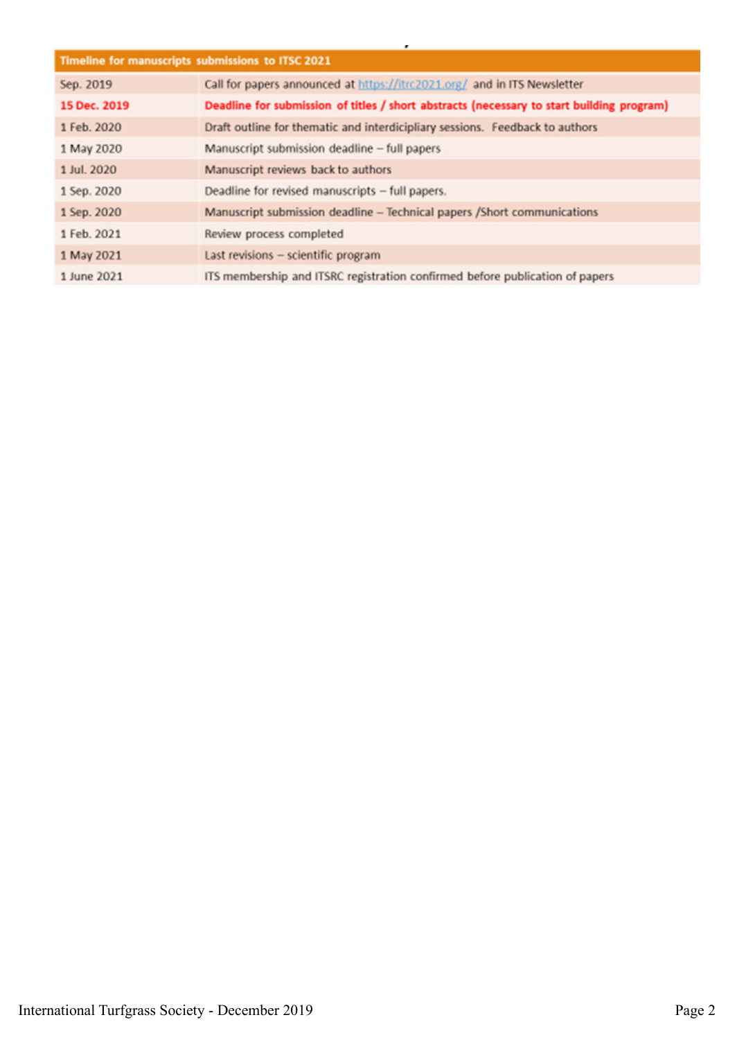| Timeline for manuscripts submissions to ITSC 2021 | |
|---|---|
| Sep. 2019 | Call for papers announced at https://itrc2021.org/ and in ITS Newsletter |
| **15 Dec. 2019** | **Deadline for submission of titles / short abstracts (necessary to start building program)** |
| 1 Feb. 2020 | Draft outline for thematic and interdiciplinary sessions. Feedback to authors |
| 1 May 2020 | Manuscript submission deadline – full papers |
| 1 Jul. 2020 | Manuscript reviews back to authors |
| 1 Sep. 2020 | Deadline for revised manuscripts – full papers. |
| 1 Sep. 2020 | Manuscript submission deadline – Technical papers /Short communications |
| 1 Feb. 2021 | Review process completed |
| 1 May 2021 | Last revisions – scientific program |
| 1 June 2021 | ITS membership and ITSRC registration confirmed before publication of papers |